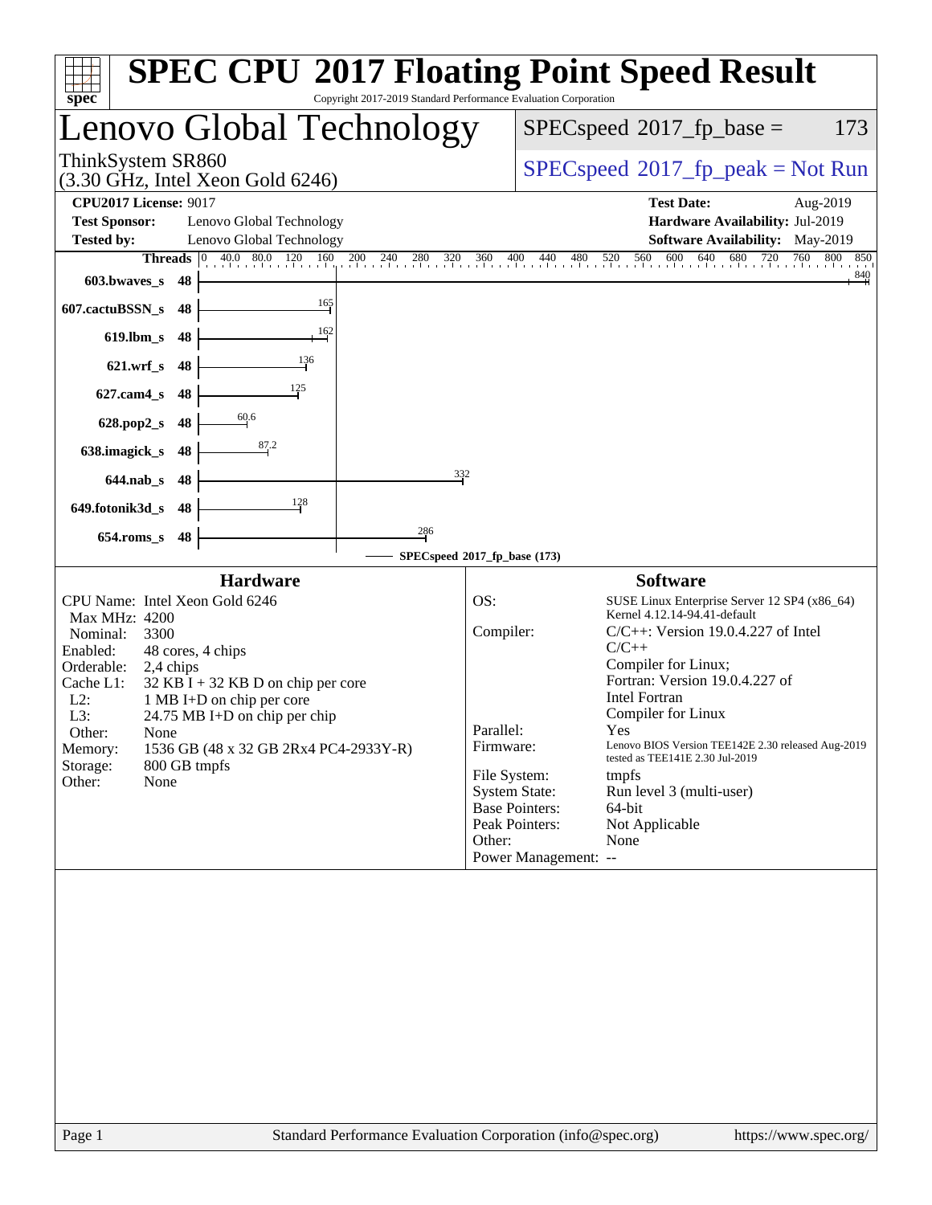# SPEC CPU 2017 Floating Point Speed Result

Copyright 2017-2019 Standard Performance Evaluation Corporation

## Lenovo Global Technology

ThinkSystem SR860
(3.30 GHz, Intel Xeon Gold 6246)

SPECspeed 2017_fp_base = 173

SPECspeed 2017_fp_peak = Not Run

**CPU2017 License:** 9017
**Test Sponsor:** Lenovo Global Technology
**Tested by:** Lenovo Global Technology

**Test Date:** Aug-2019
**Hardware Availability:** Jul-2019
**Software Availability:** May-2019

| Benchmark | Threads | Base Ratio |
|---|---|---|
| 603.bwaves_s | 48 | 840 |
| 607.cactuBSSN_s | 48 | 165 |
| 619.lbm_s | 48 | 162 |
| 621.wrf_s | 48 | 136 |
| 627.cam4_s | 48 | 125 |
| 628.pop2_s | 48 | 60.6 |
| 638.imagick_s | 48 | 87.2 |
| 644.nab_s | 48 | 332 |
| 649.fotonik3d_s | 48 | 128 |
| 654.roms_s | 48 | 286 |

SPECspeed 2017_fp_base (173)

### Hardware

- CPU Name: Intel Xeon Gold 6246
- Max MHz: 4200
- Nominal: 3300
- Enabled: 48 cores, 4 chips
- Orderable: 2,4 chips
- Cache L1: 32 KB I + 32 KB D on chip per core
- L2: 1 MB I+D on chip per core
- L3: 24.75 MB I+D on chip per chip
- Other: None
- Memory: 1536 GB (48 x 32 GB 2Rx4 PC4-2933Y-R)
- Storage: 800 GB tmpfs
- Other: None

### Software

- OS: SUSE Linux Enterprise Server 12 SP4 (x86_64) Kernel 4.12.14-94.41-default
- Compiler: C/C++: Version 19.0.4.227 of Intel C/C++ Compiler for Linux; Fortran: Version 19.0.4.227 of Intel Fortran Compiler for Linux
- Parallel: Yes
- Firmware: Lenovo BIOS Version TEE142E 2.30 released Aug-2019 tested as TEE141E 2.30 Jul-2019
- File System: tmpfs
- System State: Run level 3 (multi-user)
- Base Pointers: 64-bit
- Peak Pointers: Not Applicable
- Other: None
- Power Management: --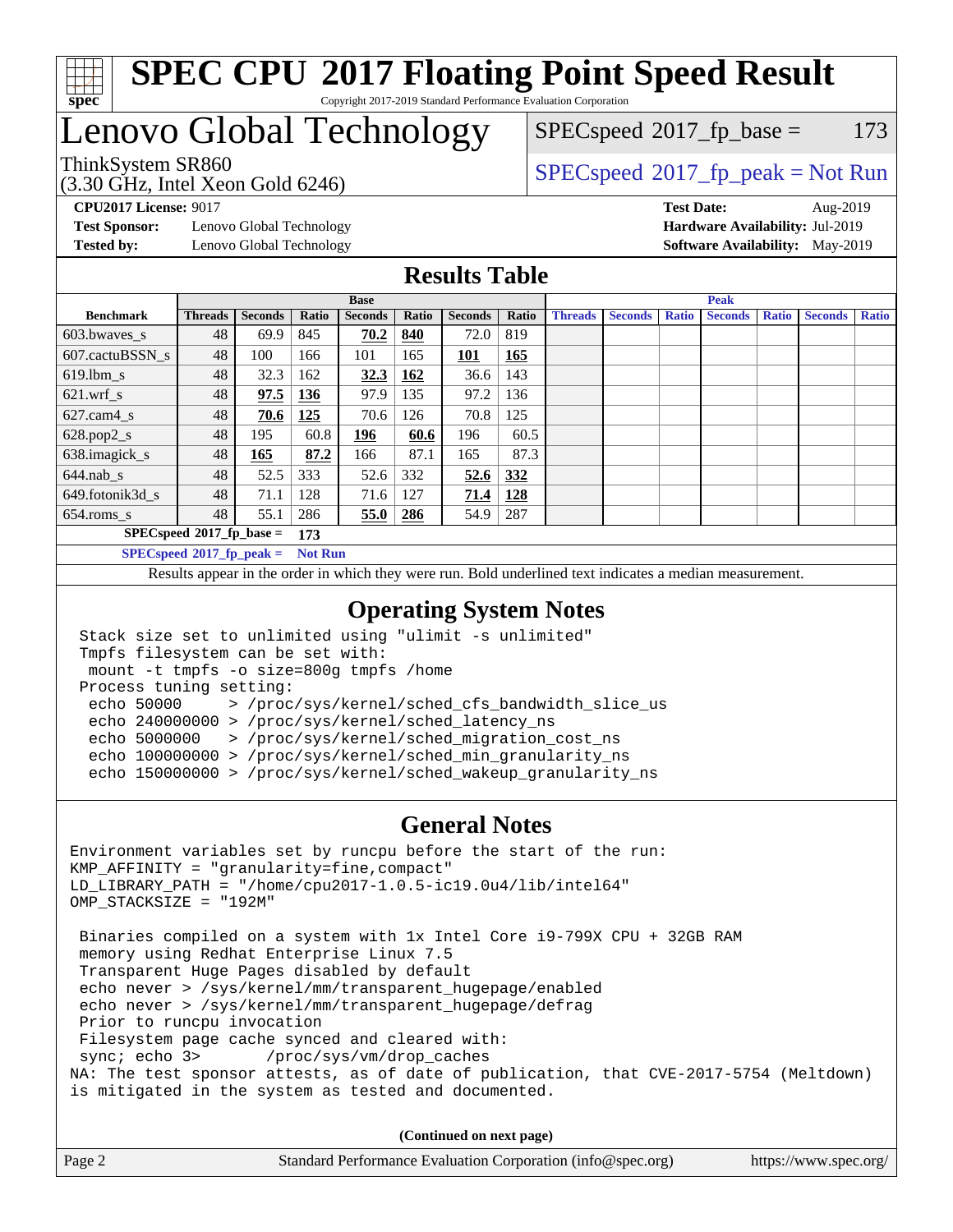# SPEC CPU 2017 Floating Point Speed Result

Copyright 2017-2019 Standard Performance Evaluation Corporation

## Lenovo Global Technology

ThinkSystem SR860
(3.30 GHz, Intel Xeon Gold 6246)

SPECspeed 2017_fp_base = 173

SPECspeed 2017_fp_peak = Not Run

**CPU2017 License:** 9017
**Test Sponsor:** Lenovo Global Technology
**Tested by:** Lenovo Global Technology

**Test Date:** Aug-2019
**Hardware Availability:** Jul-2019
**Software Availability:** May-2019

## Results Table

| | Base | | | | | | | Peak | | | | | | |
|---|---|---|---|---|---|---|---|---|---|---|---|---|---|---|
| **Benchmark** | **Threads** | **Seconds** | **Ratio** | **Seconds** | **Ratio** | **Seconds** | **Ratio** | **Threads** | **Seconds** | **Ratio** | **Seconds** | **Ratio** | **Seconds** | **Ratio** |
| 603.bwaves_s | 48 | 69.9 | 845 | **70.2** | **840** | 72.0 | 819 | | | | | | | |
| 607.cactuBSSN_s | 48 | 100 | 166 | 101 | 165 | **101** | **165** | | | | | | | |
| 619.lbm_s | 48 | 32.3 | 162 | **32.3** | **162** | 36.6 | 143 | | | | | | | |
| 621.wrf_s | 48 | **97.5** | **136** | 97.9 | 135 | 97.2 | 136 | | | | | | | |
| 627.cam4_s | 48 | **70.6** | **125** | 70.6 | 126 | 70.8 | 125 | | | | | | | |
| 628.pop2_s | 48 | 195 | 60.8 | **196** | **60.6** | 196 | 60.5 | | | | | | | |
| 638.imagick_s | 48 | **165** | **87.2** | 166 | 87.1 | 165 | 87.3 | | | | | | | |
| 644.nab_s | 48 | 52.5 | 333 | 52.6 | 332 | **52.6** | **332** | | | | | | | |
| 649.fotonik3d_s | 48 | 71.1 | 128 | 71.6 | 127 | **71.4** | **128** | | | | | | | |
| 654.roms_s | 48 | 55.1 | 286 | **55.0** | **286** | 54.9 | 287 | | | | | | | |

**SPECspeed 2017_fp_base = 173**

**SPECspeed 2017_fp_peak = Not Run**

Results appear in the order in which they were run. Bold underlined text indicates a median measurement.

## Operating System Notes

```
Stack size set to unlimited using "ulimit -s unlimited"
Tmpfs filesystem can be set with:
 mount -t tmpfs -o size=800g tmpfs /home
Process tuning setting:
 echo 50000     > /proc/sys/kernel/sched_cfs_bandwidth_slice_us
 echo 240000000 > /proc/sys/kernel/sched_latency_ns
 echo 5000000   > /proc/sys/kernel/sched_migration_cost_ns
 echo 100000000 > /proc/sys/kernel/sched_min_granularity_ns
 echo 150000000 > /proc/sys/kernel/sched_wakeup_granularity_ns
```

## General Notes

```
Environment variables set by runcpu before the start of the run:
KMP_AFFINITY = "granularity=fine,compact"
LD_LIBRARY_PATH = "/home/cpu2017-1.0.5-ic19.0u4/lib/intel64"
OMP_STACKSIZE = "192M"

 Binaries compiled on a system with 1x Intel Core i9-799X CPU + 32GB RAM
 memory using Redhat Enterprise Linux 7.5
 Transparent Huge Pages disabled by default
 echo never > /sys/kernel/mm/transparent_hugepage/enabled
 echo never > /sys/kernel/mm/transparent_hugepage/defrag
 Prior to runcpu invocation
 Filesystem page cache synced and cleared with:
 sync; echo 3>       /proc/sys/vm/drop_caches
NA: The test sponsor attests, as of date of publication, that CVE-2017-5754 (Meltdown)
is mitigated in the system as tested and documented.
```

**(Continued on next page)**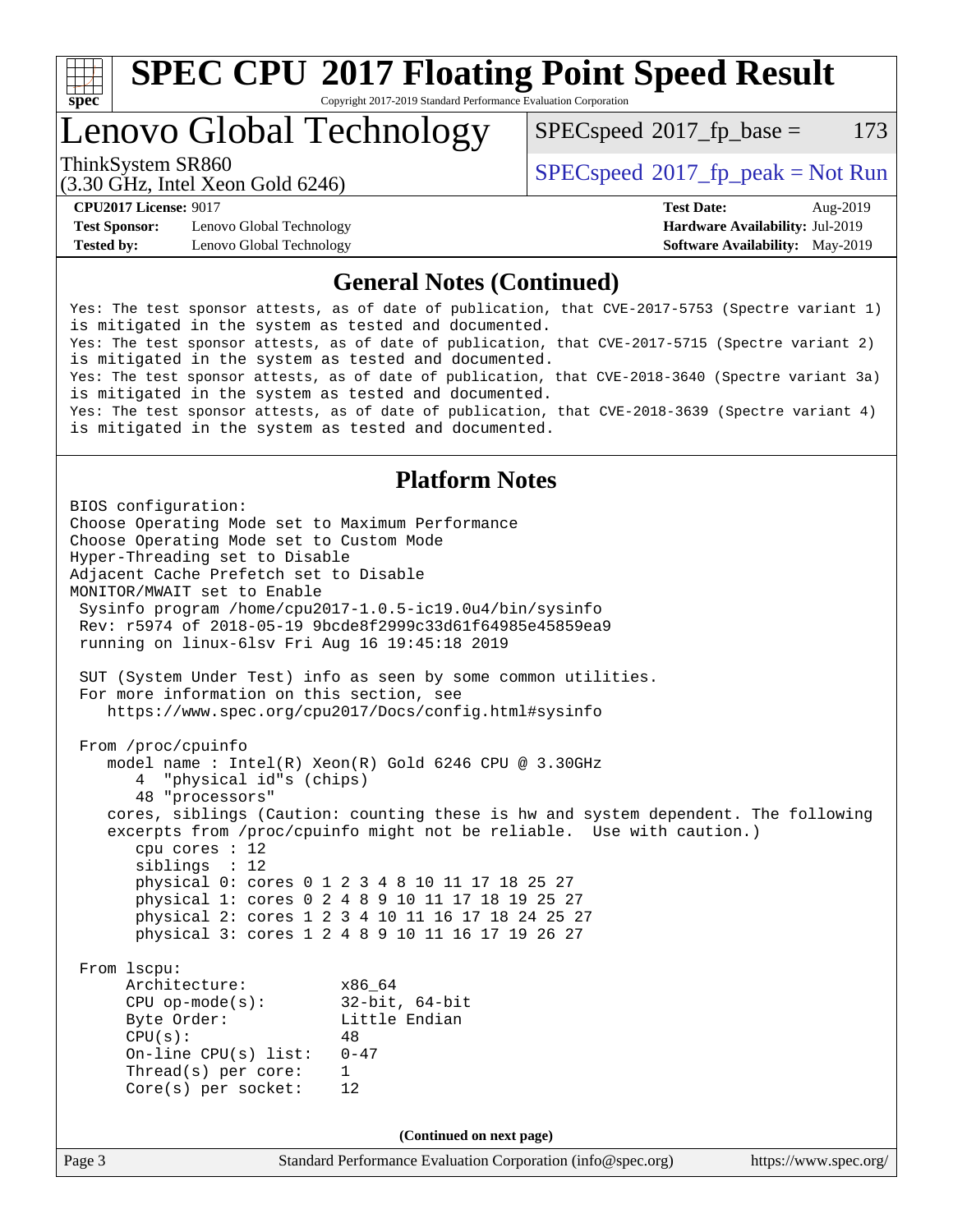# SPEC CPU 2017 Floating Point Speed Result

Copyright 2017-2019 Standard Performance Evaluation Corporation

## Lenovo Global Technology

ThinkSystem SR860
(3.30 GHz, Intel Xeon Gold 6246)

SPECspeed 2017_fp_base = 173

SPECspeed 2017_fp_peak = Not Run

| | | | |
|---|---|---|---|
| **CPU2017 License:** | 9017 | **Test Date:** | Aug-2019 |
| **Test Sponsor:** | Lenovo Global Technology | **Hardware Availability:** | Jul-2019 |
| **Tested by:** | Lenovo Global Technology | **Software Availability:** | May-2019 |

### General Notes (Continued)

```
Yes: The test sponsor attests, as of date of publication, that CVE-2017-5753 (Spectre variant 1)
is mitigated in the system as tested and documented.
Yes: The test sponsor attests, as of date of publication, that CVE-2017-5715 (Spectre variant 2)
is mitigated in the system as tested and documented.
Yes: The test sponsor attests, as of date of publication, that CVE-2018-3640 (Spectre variant 3a)
is mitigated in the system as tested and documented.
Yes: The test sponsor attests, as of date of publication, that CVE-2018-3639 (Spectre variant 4)
is mitigated in the system as tested and documented.
```

### Platform Notes

```
BIOS configuration:
Choose Operating Mode set to Maximum Performance
Choose Operating Mode set to Custom Mode
Hyper-Threading set to Disable
Adjacent Cache Prefetch set to Disable
MONITOR/MWAIT set to Enable
 Sysinfo program /home/cpu2017-1.0.5-ic19.0u4/bin/sysinfo
 Rev: r5974 of 2018-05-19 9bcde8f2999c33d61f64985e45859ea9
 running on linux-6lsv Fri Aug 16 19:45:18 2019

 SUT (System Under Test) info as seen by some common utilities.
 For more information on this section, see
    https://www.spec.org/cpu2017/Docs/config.html#sysinfo

 From /proc/cpuinfo
    model name : Intel(R) Xeon(R) Gold 6246 CPU @ 3.30GHz
       4  "physical id"s (chips)
       48 "processors"
    cores, siblings (Caution: counting these is hw and system dependent. The following
    excerpts from /proc/cpuinfo might not be reliable.  Use with caution.)
       cpu cores : 12
       siblings  : 12
       physical 0: cores 0 1 2 3 4 8 10 11 17 18 25 27
       physical 1: cores 0 2 4 8 9 10 11 17 18 19 25 27
       physical 2: cores 1 2 3 4 10 11 16 17 18 24 25 27
       physical 3: cores 1 2 4 8 9 10 11 16 17 19 26 27

 From lscpu:
      Architecture:          x86_64
      CPU op-mode(s):        32-bit, 64-bit
      Byte Order:            Little Endian
      CPU(s):                48
      On-line CPU(s) list:   0-47
      Thread(s) per core:    1
      Core(s) per socket:    12
```

(Continued on next page)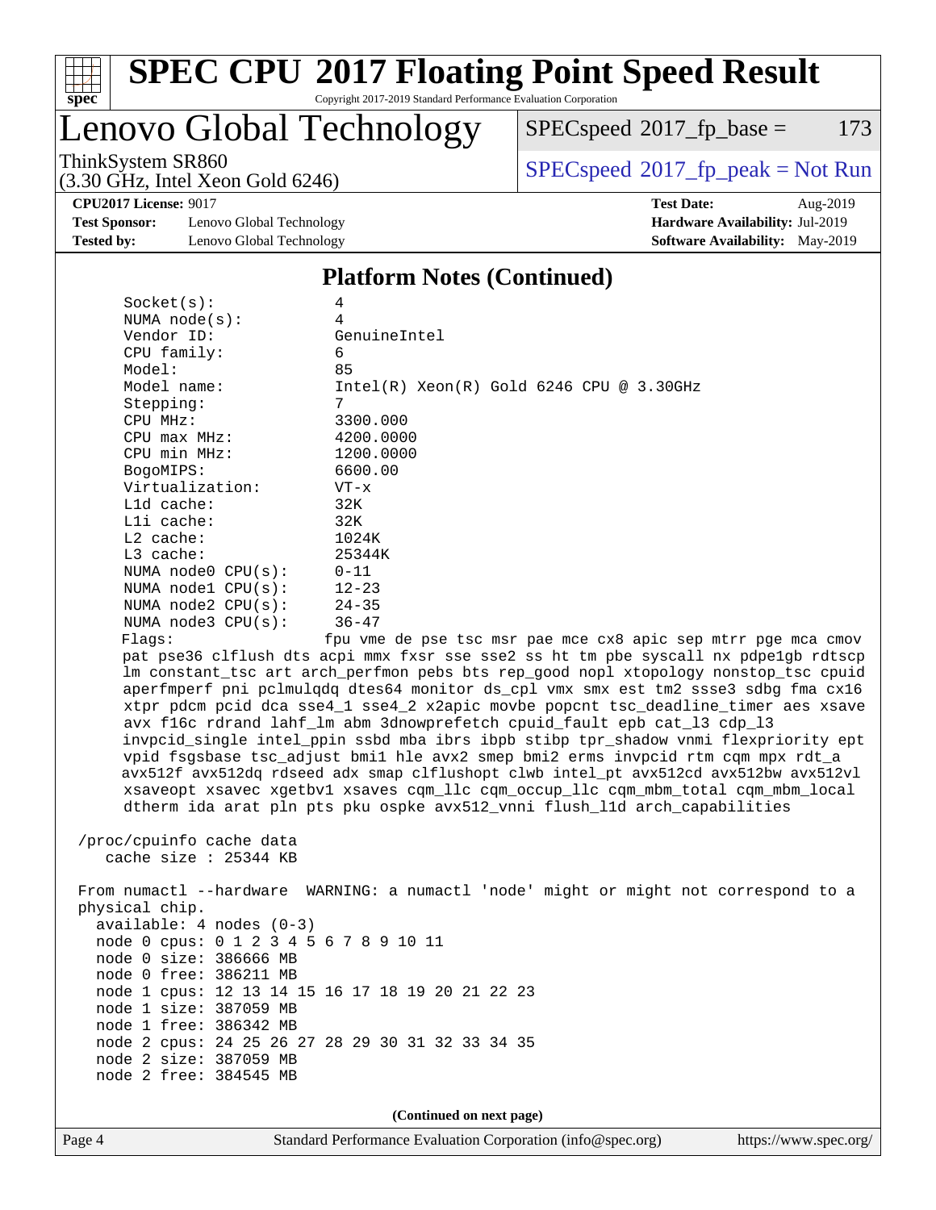# SPEC CPU 2017 Floating Point Speed Result

Copyright 2017-2019 Standard Performance Evaluation Corporation

## Lenovo Global Technology

ThinkSystem SR860
(3.30 GHz, Intel Xeon Gold 6246)

SPECspeed 2017_fp_base = 173

SPECspeed 2017_fp_peak = Not Run

**CPU2017 License:** 9017
**Test Sponsor:** Lenovo Global Technology
**Tested by:** Lenovo Global Technology
**Test Date:** Aug-2019
**Hardware Availability:** Jul-2019
**Software Availability:** May-2019

### Platform Notes (Continued)

```
     Socket(s):               4
     NUMA node(s):            4
     Vendor ID:               GenuineIntel
     CPU family:              6
     Model:                   85
     Model name:              Intel(R) Xeon(R) Gold 6246 CPU @ 3.30GHz
     Stepping:                7
     CPU MHz:                 3300.000
     CPU max MHz:             4200.0000
     CPU min MHz:             1200.0000
     BogoMIPS:                6600.00
     Virtualization:          VT-x
     L1d cache:               32K
     L1i cache:               32K
     L2 cache:                1024K
     L3 cache:                25344K
     NUMA node0 CPU(s):       0-11
     NUMA node1 CPU(s):       12-23
     NUMA node2 CPU(s):       24-35
     NUMA node3 CPU(s):       36-47
     Flags:                   fpu vme de pse tsc msr pae mce cx8 apic sep mtrr pge mca cmov
     pat pse36 clflush dts acpi mmx fxsr sse sse2 ss ht tm pbe syscall nx pdpe1gb rdtscp
     lm constant_tsc art arch_perfmon pebs bts rep_good nopl xtopology nonstop_tsc cpuid
     aperfmperf pni pclmulqdq dtes64 monitor ds_cpl vmx smx est tm2 ssse3 sdbg fma cx16
     xtpr pdcm pcid dca sse4_1 sse4_2 x2apic movbe popcnt tsc_deadline_timer aes xsave
     avx f16c rdrand lahf_lm abm 3dnowprefetch cpuid_fault epb cat_l3 cdp_l3
     invpcid_single intel_ppin ssbd mba ibrs ibpb stibp tpr_shadow vnmi flexpriority ept
     vpid fsgsbase tsc_adjust bmi1 hle avx2 smep bmi2 erms invpcid rtm cqm mpx rdt_a
     avx512f avx512dq rdseed adx smap clflushopt clwb intel_pt avx512cd avx512bw avx512vl
     xsaveopt xsavec xgetbv1 xsaves cqm_llc cqm_occup_llc cqm_mbm_total cqm_mbm_local
     dtherm ida arat pln pts pku ospke avx512_vnni flush_l1d arch_capabilities

 /proc/cpuinfo cache data
    cache size : 25344 KB

 From numactl --hardware  WARNING: a numactl 'node' might or might not correspond to a
 physical chip.
   available: 4 nodes (0-3)
   node 0 cpus: 0 1 2 3 4 5 6 7 8 9 10 11
   node 0 size: 386666 MB
   node 0 free: 386211 MB
   node 1 cpus: 12 13 14 15 16 17 18 19 20 21 22 23
   node 1 size: 387059 MB
   node 1 free: 386342 MB
   node 2 cpus: 24 25 26 27 28 29 30 31 32 33 34 35
   node 2 size: 387059 MB
   node 2 free: 384545 MB
```

(Continued on next page)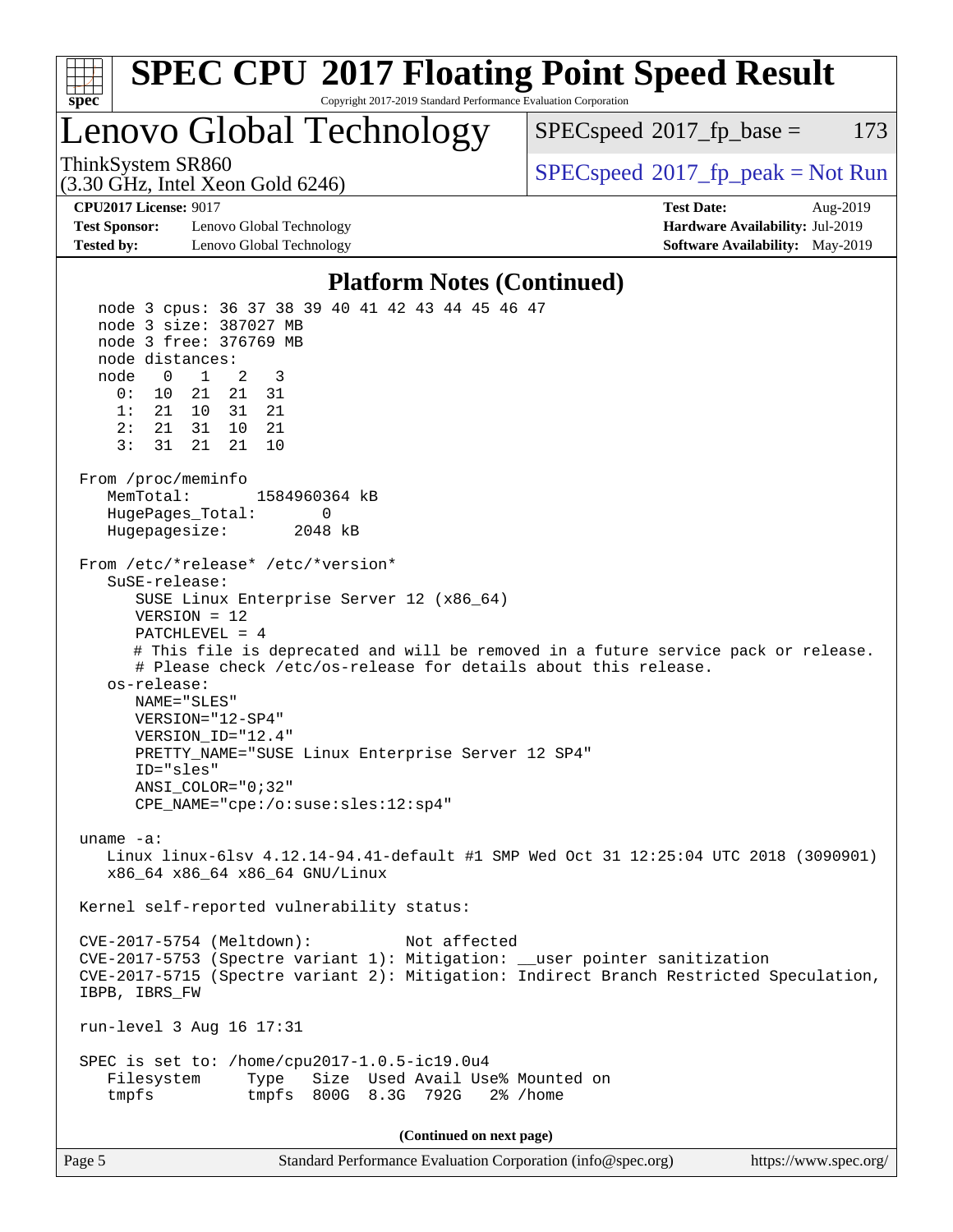# SPEC CPU 2017 Floating Point Speed Result

Copyright 2017-2019 Standard Performance Evaluation Corporation

## Lenovo Global Technology

ThinkSystem SR860
(3.30 GHz, Intel Xeon Gold 6246)

SPECspeed 2017_fp_base = 173

SPECspeed 2017_fp_peak = Not Run

**CPU2017 License:** 9017
**Test Sponsor:** Lenovo Global Technology
**Tested by:** Lenovo Global Technology

**Test Date:** Aug-2019
**Hardware Availability:** Jul-2019
**Software Availability:** May-2019

### Platform Notes (Continued)

```
    node 3 cpus: 36 37 38 39 40 41 42 43 44 45 46 47
    node 3 size: 387027 MB
    node 3 free: 376769 MB
    node distances:
    node   0   1   2   3
      0:  10  21  21  31
      1:  21  10  31  21
      2:  21  31  10  21
      3:  31  21  21  10

 From /proc/meminfo
    MemTotal:       1584960364 kB
    HugePages_Total:       0
    Hugepagesize:       2048 kB

 From /etc/*release* /etc/*version*
    SuSE-release:
       SUSE Linux Enterprise Server 12 (x86_64)
       VERSION = 12
       PATCHLEVEL = 4
       # This file is deprecated and will be removed in a future service pack or release.
       # Please check /etc/os-release for details about this release.
    os-release:
       NAME="SLES"
       VERSION="12-SP4"
       VERSION_ID="12.4"
       PRETTY_NAME="SUSE Linux Enterprise Server 12 SP4"
       ID="sles"
       ANSI_COLOR="0;32"
       CPE_NAME="cpe:/o:suse:sles:12:sp4"

 uname -a:
    Linux linux-6lsv 4.12.14-94.41-default #1 SMP Wed Oct 31 12:25:04 UTC 2018 (3090901)
    x86_64 x86_64 x86_64 GNU/Linux

 Kernel self-reported vulnerability status:

 CVE-2017-5754 (Meltdown):          Not affected
 CVE-2017-5753 (Spectre variant 1): Mitigation: __user pointer sanitization
 CVE-2017-5715 (Spectre variant 2): Mitigation: Indirect Branch Restricted Speculation,
 IBPB, IBRS_FW

 run-level 3 Aug 16 17:31

 SPEC is set to: /home/cpu2017-1.0.5-ic19.0u4
    Filesystem     Type   Size  Used Avail Use% Mounted on
    tmpfs          tmpfs  800G  8.3G  792G   2% /home
```

(Continued on next page)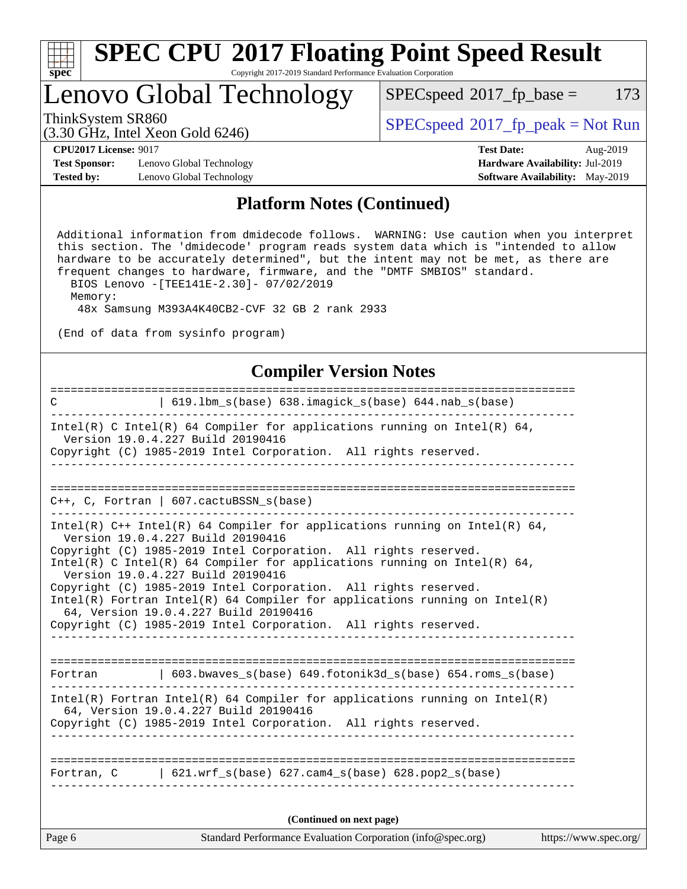## Platform Notes (Continued)

```
 Additional information from dmidecode follows.  WARNING: Use caution when you interpret
 this section. The 'dmidecode' program reads system data which is "intended to allow
 hardware to be accurately determined", but the intent may not be met, as there are
 frequent changes to hardware, firmware, and the "DMTF SMBIOS" standard.
   BIOS Lenovo -[TEE141E-2.30]- 07/02/2019
   Memory:
    48x Samsung M393A4K40CB2-CVF 32 GB 2 rank 2933

(End of data from sysinfo program)
```

## Compiler Version Notes

```
==============================================================================
C               | 619.lbm_s(base) 638.imagick_s(base) 644.nab_s(base)
------------------------------------------------------------------------------
Intel(R) C Intel(R) 64 Compiler for applications running on Intel(R) 64,
  Version 19.0.4.227 Build 20190416
Copyright (C) 1985-2019 Intel Corporation.  All rights reserved.
------------------------------------------------------------------------------

==============================================================================
C++, C, Fortran | 607.cactuBSSN_s(base)
------------------------------------------------------------------------------
Intel(R) C++ Intel(R) 64 Compiler for applications running on Intel(R) 64,
  Version 19.0.4.227 Build 20190416
Copyright (C) 1985-2019 Intel Corporation.  All rights reserved.
Intel(R) C Intel(R) 64 Compiler for applications running on Intel(R) 64,
  Version 19.0.4.227 Build 20190416
Copyright (C) 1985-2019 Intel Corporation.  All rights reserved.
Intel(R) Fortran Intel(R) 64 Compiler for applications running on Intel(R)
  64, Version 19.0.4.227 Build 20190416
Copyright (C) 1985-2019 Intel Corporation.  All rights reserved.
------------------------------------------------------------------------------

==============================================================================
Fortran         | 603.bwaves_s(base) 649.fotonik3d_s(base) 654.roms_s(base)
------------------------------------------------------------------------------
Intel(R) Fortran Intel(R) 64 Compiler for applications running on Intel(R)
  64, Version 19.0.4.227 Build 20190416
Copyright (C) 1985-2019 Intel Corporation.  All rights reserved.
------------------------------------------------------------------------------

==============================================================================
Fortran, C      | 621.wrf_s(base) 627.cam4_s(base) 628.pop2_s(base)
------------------------------------------------------------------------------
```

(Continued on next page)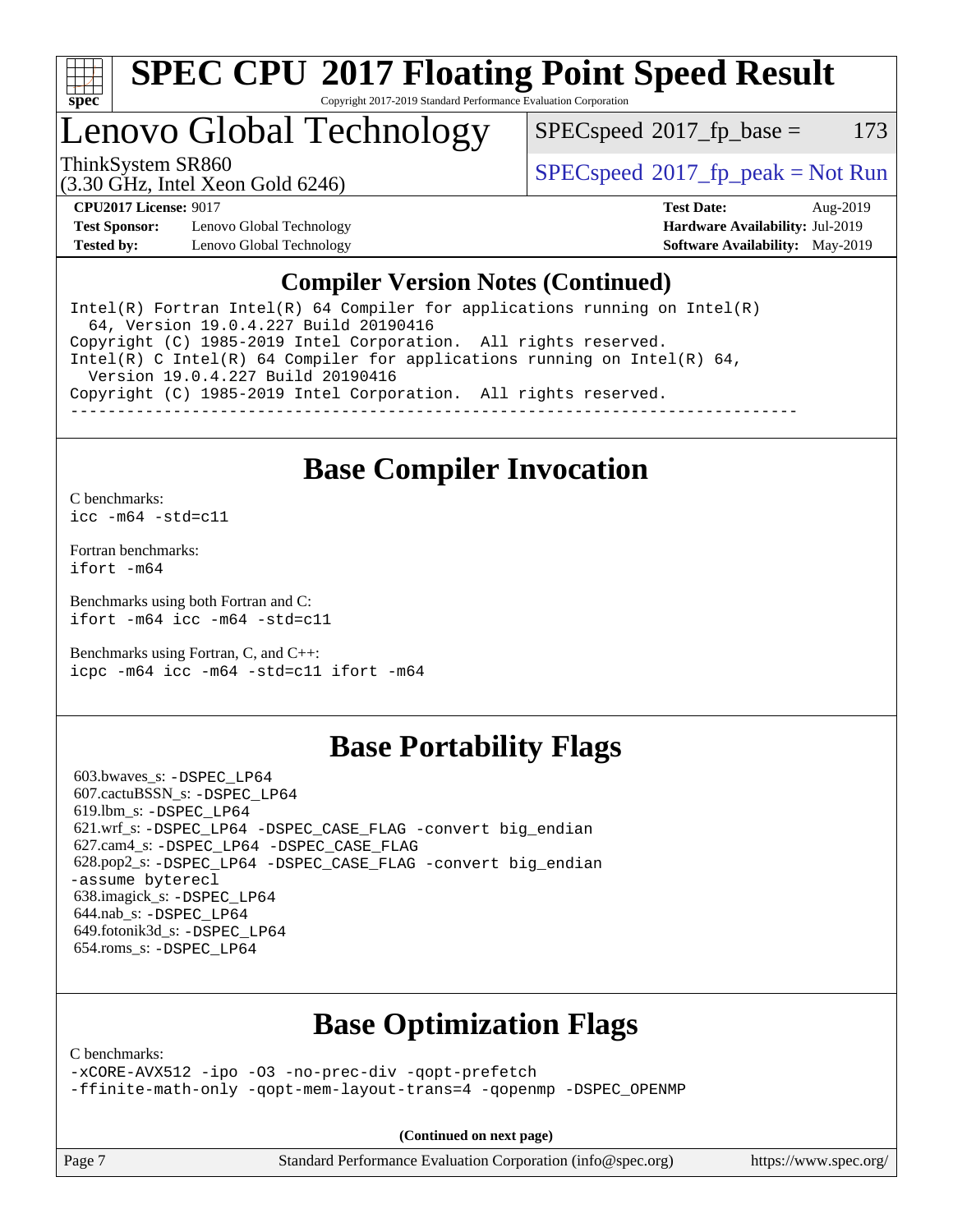# SPEC CPU 2017 Floating Point Speed Result

Copyright 2017-2019 Standard Performance Evaluation Corporation

# Lenovo Global Technology

SPECspeed 2017_fp_base = 173

ThinkSystem SR860
(3.30 GHz, Intel Xeon Gold 6246)

SPECspeed 2017_fp_peak = Not Run

**CPU2017 License:** 9017
**Test Sponsor:** Lenovo Global Technology
**Tested by:** Lenovo Global Technology

**Test Date:** Aug-2019
**Hardware Availability:** Jul-2019
**Software Availability:** May-2019

## Compiler Version Notes (Continued)

```
Intel(R) Fortran Intel(R) 64 Compiler for applications running on Intel(R)
  64, Version 19.0.4.227 Build 20190416
Copyright (C) 1985-2019 Intel Corporation.  All rights reserved.
Intel(R) C Intel(R) 64 Compiler for applications running on Intel(R) 64,
  Version 19.0.4.227 Build 20190416
Copyright (C) 1985-2019 Intel Corporation.  All rights reserved.
------------------------------------------------------------------------------
```

## Base Compiler Invocation

C benchmarks:
icc -m64 -std=c11

Fortran benchmarks:
ifort -m64

Benchmarks using both Fortran and C:
ifort -m64 icc -m64 -std=c11

Benchmarks using Fortran, C, and C++:
icpc -m64 icc -m64 -std=c11 ifort -m64

## Base Portability Flags

603.bwaves_s: -DSPEC_LP64
607.cactuBSSN_s: -DSPEC_LP64
619.lbm_s: -DSPEC_LP64
621.wrf_s: -DSPEC_LP64 -DSPEC_CASE_FLAG -convert big_endian
627.cam4_s: -DSPEC_LP64 -DSPEC_CASE_FLAG
628.pop2_s: -DSPEC_LP64 -DSPEC_CASE_FLAG -convert big_endian -assume byterecl
638.imagick_s: -DSPEC_LP64
644.nab_s: -DSPEC_LP64
649.fotonik3d_s: -DSPEC_LP64
654.roms_s: -DSPEC_LP64

## Base Optimization Flags

C benchmarks:
-xCORE-AVX512 -ipo -O3 -no-prec-div -qopt-prefetch
-ffinite-math-only -qopt-mem-layout-trans=4 -qopenmp -DSPEC_OPENMP

**(Continued on next page)**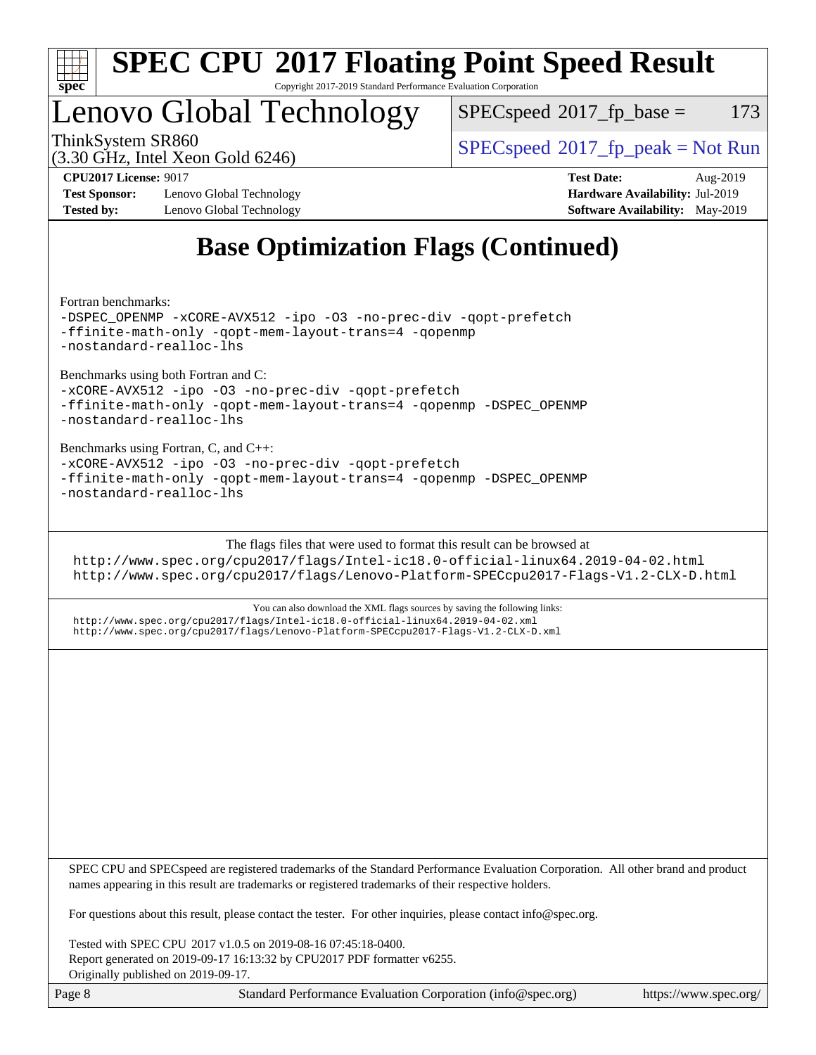# Base Optimization Flags (Continued)

Fortran benchmarks:
-DSPEC_OPENMP -xCORE-AVX512 -ipo -O3 -no-prec-div -qopt-prefetch
-ffinite-math-only -qopt-mem-layout-trans=4 -qopenmp
-nostandard-realloc-lhs

Benchmarks using both Fortran and C:
-xCORE-AVX512 -ipo -O3 -no-prec-div -qopt-prefetch
-ffinite-math-only -qopt-mem-layout-trans=4 -qopenmp -DSPEC_OPENMP
-nostandard-realloc-lhs

Benchmarks using Fortran, C, and C++:
-xCORE-AVX512 -ipo -O3 -no-prec-div -qopt-prefetch
-ffinite-math-only -qopt-mem-layout-trans=4 -qopenmp -DSPEC_OPENMP
-nostandard-realloc-lhs

The flags files that were used to format this result can be browsed at
http://www.spec.org/cpu2017/flags/Intel-ic18.0-official-linux64.2019-04-02.html
http://www.spec.org/cpu2017/flags/Lenovo-Platform-SPECcpu2017-Flags-V1.2-CLX-D.html

You can also download the XML flags sources by saving the following links:
http://www.spec.org/cpu2017/flags/Intel-ic18.0-official-linux64.2019-04-02.xml
http://www.spec.org/cpu2017/flags/Lenovo-Platform-SPECcpu2017-Flags-V1.2-CLX-D.xml

SPEC CPU and SPECspeed are registered trademarks of the Standard Performance Evaluation Corporation. All other brand and product names appearing in this result are trademarks or registered trademarks of their respective holders.

For questions about this result, please contact the tester. For other inquiries, please contact info@spec.org.

Tested with SPEC CPU 2017 v1.0.5 on 2019-08-16 07:45:18-0400.
Report generated on 2019-09-17 16:13:32 by CPU2017 PDF formatter v6255.
Originally published on 2019-09-17.